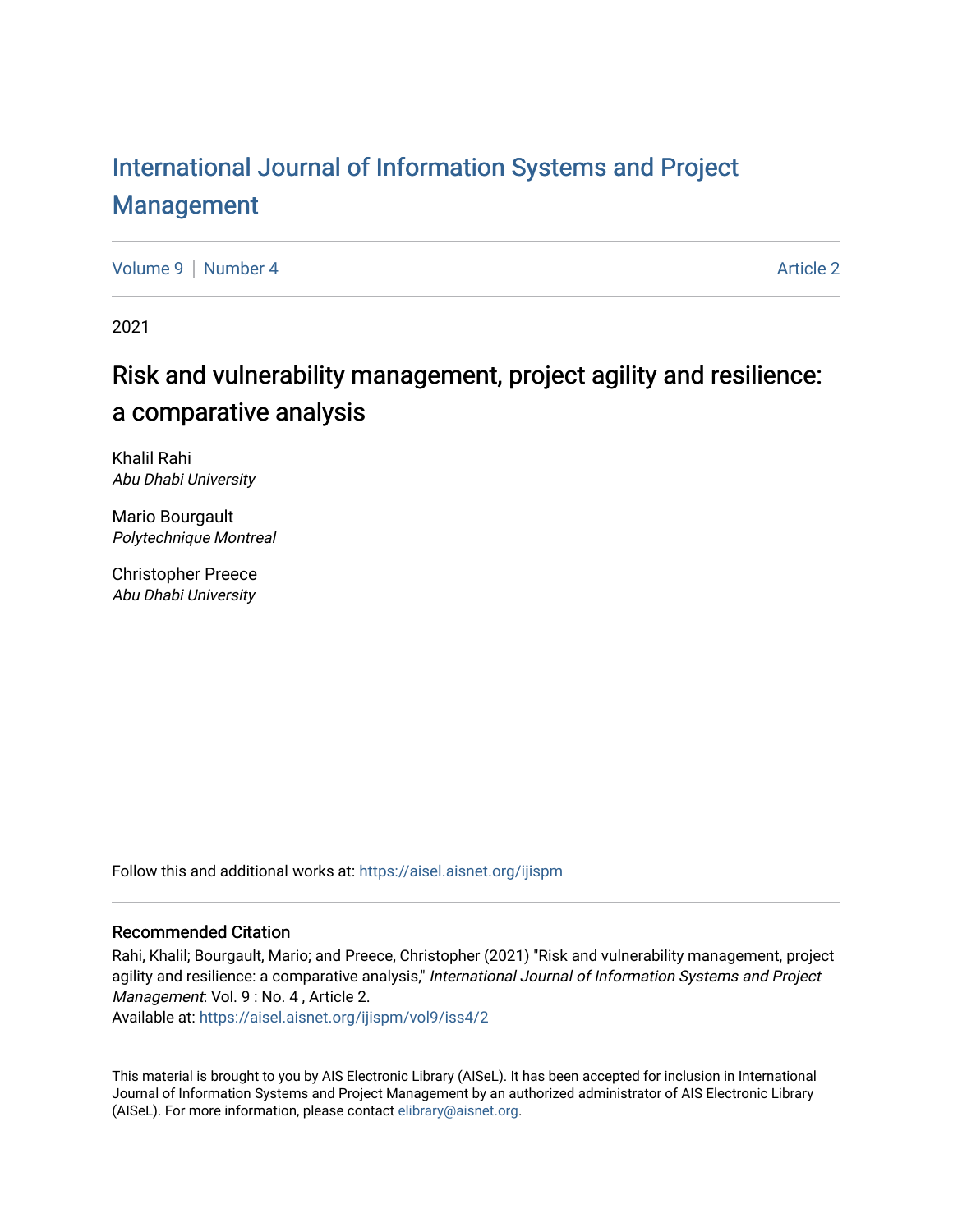# International Journal of Information Systems and Project Management

Volume 9 | Number 4 Article 2

2021

## Risk and vulnerability management, project agility and resilience: a comparative analysis

Khalil Rahi
*Abu Dhabi University*

Mario Bourgault
*Polytechnique Montreal*

Christopher Preece
*Abu Dhabi University*

Follow this and additional works at: https://aisel.aisnet.org/ijispm

### Recommended Citation

Rahi, Khalil; Bourgault, Mario; and Preece, Christopher (2021) "Risk and vulnerability management, project agility and resilience: a comparative analysis," *International Journal of Information Systems and Project Management*: Vol. 9 : No. 4 , Article 2.
Available at: https://aisel.aisnet.org/ijispm/vol9/iss4/2

This material is brought to you by AIS Electronic Library (AISeL). It has been accepted for inclusion in International Journal of Information Systems and Project Management by an authorized administrator of AIS Electronic Library (AISeL). For more information, please contact elibrary@aisnet.org.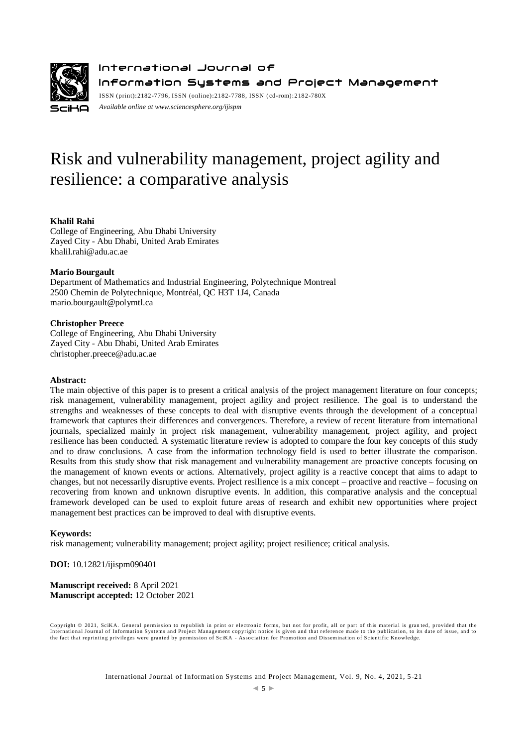# Risk and vulnerability management, project agility and resilience: a comparative analysis

**Khalil Rahi**
College of Engineering, Abu Dhabi University
Zayed City - Abu Dhabi, United Arab Emirates
khalil.rahi@adu.ac.ae

**Mario Bourgault**
Department of Mathematics and Industrial Engineering, Polytechnique Montreal
2500 Chemin de Polytechnique, Montréal, QC H3T 1J4, Canada
mario.bourgault@polymtl.ca

**Christopher Preece**
College of Engineering, Abu Dhabi University
Zayed City - Abu Dhabi, United Arab Emirates
christopher.preece@adu.ac.ae

**Abstract:**
The main objective of this paper is to present a critical analysis of the project management literature on four concepts; risk management, vulnerability management, project agility and project resilience. The goal is to understand the strengths and weaknesses of these concepts to deal with disruptive events through the development of a conceptual framework that captures their differences and convergences. Therefore, a review of recent literature from international journals, specialized mainly in project risk management, vulnerability management, project agility, and project resilience has been conducted. A systematic literature review is adopted to compare the four key concepts of this study and to draw conclusions. A case from the information technology field is used to better illustrate the comparison. Results from this study show that risk management and vulnerability management are proactive concepts focusing on the management of known events or actions. Alternatively, project agility is a reactive concept that aims to adapt to changes, but not necessarily disruptive events. Project resilience is a mix concept – proactive and reactive – focusing on recovering from known and unknown disruptive events. In addition, this comparative analysis and the conceptual framework developed can be used to exploit future areas of research and exhibit new opportunities where project management best practices can be improved to deal with disruptive events.

**Keywords:**
risk management; vulnerability management; project agility; project resilience; critical analysis.

**DOI:** 10.12821/ijispm090401

**Manuscript received:** 8 April 2021
**Manuscript accepted:** 12 October 2021

Copyright © 2021, SciKA. General permission to republish in print or electronic forms, but not for profit, all or part of this material is granted, provided that the International Journal of Information Systems and Project Management copyright notice is given and that reference made to the publication, to its date of issue, and to the fact that reprinting privileges were granted by permission of SciKA - Association for Promotion and Dissemination of Scientific Knowledge.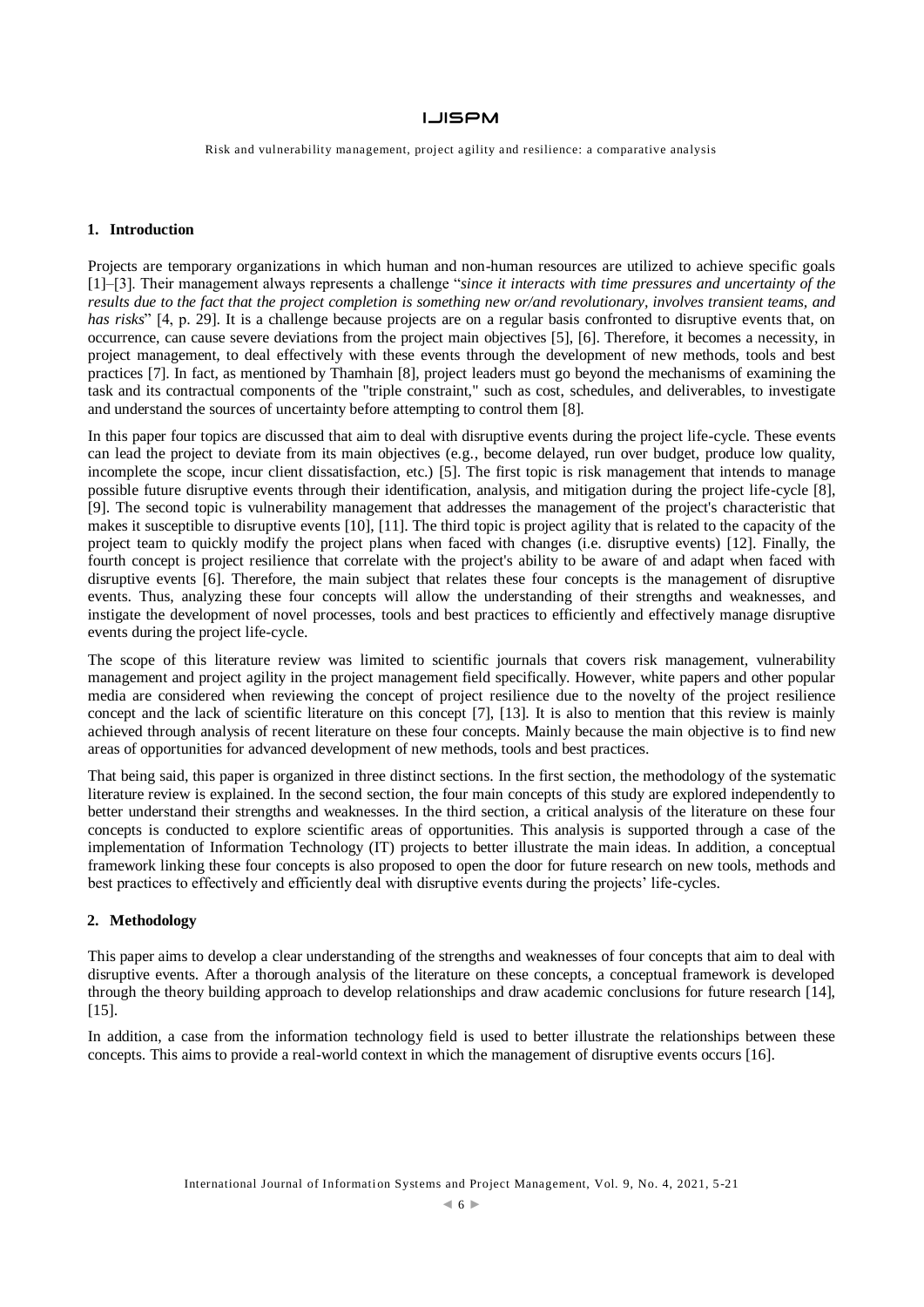## 1. Introduction

Projects are temporary organizations in which human and non-human resources are utilized to achieve specific goals [1]–[3]. Their management always represents a challenge "*since it interacts with time pressures and uncertainty of the results due to the fact that the project completion is something new or/and revolutionary, involves transient teams, and has risks*" [4, p. 29]. It is a challenge because projects are on a regular basis confronted to disruptive events that, on occurrence, can cause severe deviations from the project main objectives [5], [6]. Therefore, it becomes a necessity, in project management, to deal effectively with these events through the development of new methods, tools and best practices [7]. In fact, as mentioned by Thamhain [8], project leaders must go beyond the mechanisms of examining the task and its contractual components of the "triple constraint," such as cost, schedules, and deliverables, to investigate and understand the sources of uncertainty before attempting to control them [8].

In this paper four topics are discussed that aim to deal with disruptive events during the project life-cycle. These events can lead the project to deviate from its main objectives (e.g., become delayed, run over budget, produce low quality, incomplete the scope, incur client dissatisfaction, etc.) [5]. The first topic is risk management that intends to manage possible future disruptive events through their identification, analysis, and mitigation during the project life-cycle [8], [9]. The second topic is vulnerability management that addresses the management of the project's characteristic that makes it susceptible to disruptive events [10], [11]. The third topic is project agility that is related to the capacity of the project team to quickly modify the project plans when faced with changes (i.e. disruptive events) [12]. Finally, the fourth concept is project resilience that correlate with the project's ability to be aware of and adapt when faced with disruptive events [6]. Therefore, the main subject that relates these four concepts is the management of disruptive events. Thus, analyzing these four concepts will allow the understanding of their strengths and weaknesses, and instigate the development of novel processes, tools and best practices to efficiently and effectively manage disruptive events during the project life-cycle.

The scope of this literature review was limited to scientific journals that covers risk management, vulnerability management and project agility in the project management field specifically. However, white papers and other popular media are considered when reviewing the concept of project resilience due to the novelty of the project resilience concept and the lack of scientific literature on this concept [7], [13]. It is also to mention that this review is mainly achieved through analysis of recent literature on these four concepts. Mainly because the main objective is to find new areas of opportunities for advanced development of new methods, tools and best practices.

That being said, this paper is organized in three distinct sections. In the first section, the methodology of the systematic literature review is explained. In the second section, the four main concepts of this study are explored independently to better understand their strengths and weaknesses. In the third section, a critical analysis of the literature on these four concepts is conducted to explore scientific areas of opportunities. This analysis is supported through a case of the implementation of Information Technology (IT) projects to better illustrate the main ideas. In addition, a conceptual framework linking these four concepts is also proposed to open the door for future research on new tools, methods and best practices to effectively and efficiently deal with disruptive events during the projects' life-cycles.

## 2. Methodology

This paper aims to develop a clear understanding of the strengths and weaknesses of four concepts that aim to deal with disruptive events. After a thorough analysis of the literature on these concepts, a conceptual framework is developed through the theory building approach to develop relationships and draw academic conclusions for future research [14], [15].

In addition, a case from the information technology field is used to better illustrate the relationships between these concepts. This aims to provide a real-world context in which the management of disruptive events occurs [16].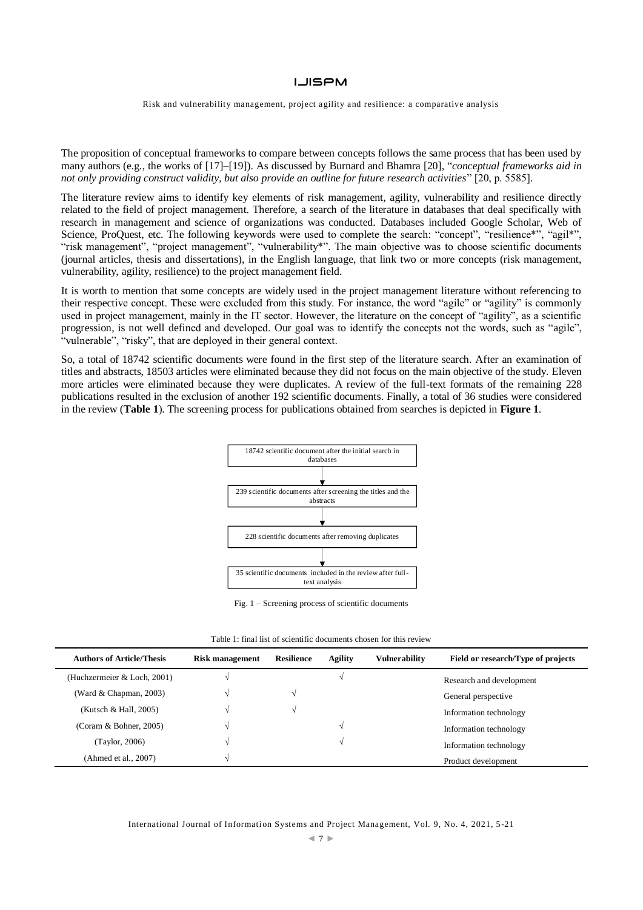The proposition of conceptual frameworks to compare between concepts follows the same process that has been used by many authors (e.g., the works of [17]–[19]). As discussed by Burnard and Bhamra [20], "*conceptual frameworks aid in not only providing construct validity, but also provide an outline for future research activities*" [20, p. 5585].

The literature review aims to identify key elements of risk management, agility, vulnerability and resilience directly related to the field of project management. Therefore, a search of the literature in databases that deal specifically with research in management and science of organizations was conducted. Databases included Google Scholar, Web of Science, ProQuest, etc. The following keywords were used to complete the search: "concept", "resilience*", "agil*", "risk management", "project management", "vulnerability*". The main objective was to choose scientific documents (journal articles, thesis and dissertations), in the English language, that link two or more concepts (risk management, vulnerability, agility, resilience) to the project management field.

It is worth to mention that some concepts are widely used in the project management literature without referencing to their respective concept. These were excluded from this study. For instance, the word "agile" or "agility" is commonly used in project management, mainly in the IT sector. However, the literature on the concept of "agility", as a scientific progression, is not well defined and developed. Our goal was to identify the concepts not the words, such as "agile", "vulnerable", "risky", that are deployed in their general context.

So, a total of 18742 scientific documents were found in the first step of the literature search. After an examination of titles and abstracts, 18503 articles were eliminated because they did not focus on the main objective of the study. Eleven more articles were eliminated because they were duplicates. A review of the full-text formats of the remaining 228 publications resulted in the exclusion of another 192 scientific documents. Finally, a total of 36 studies were considered in the review (**Table 1**). The screening process for publications obtained from searches is depicted in **Figure 1**.

18742 scientific document after the initial search in databases

↓

239 scientific documents after screening the titles and the abstracts

↓

228 scientific documents after removing duplicates

↓

35 scientific documents included in the review after full-text analysis

Fig. 1 – Screening process of scientific documents

Table 1: final list of scientific documents chosen for this review

| Authors of Article/Thesis | Risk management | Resilience | Agility | Vulnerability | Field or research/Type of projects |
|---|---|---|---|---|---|
| (Huchzermeier & Loch, 2001) | √ | | √ | | Research and development |
| (Ward & Chapman, 2003) | √ | √ | | | General perspective |
| (Kutsch & Hall, 2005) | √ | √ | | | Information technology |
| (Coram & Bohner, 2005) | √ | | √ | | Information technology |
| (Taylor, 2006) | √ | | √ | | Information technology |
| (Ahmed et al., 2007) | √ | | | | Product development |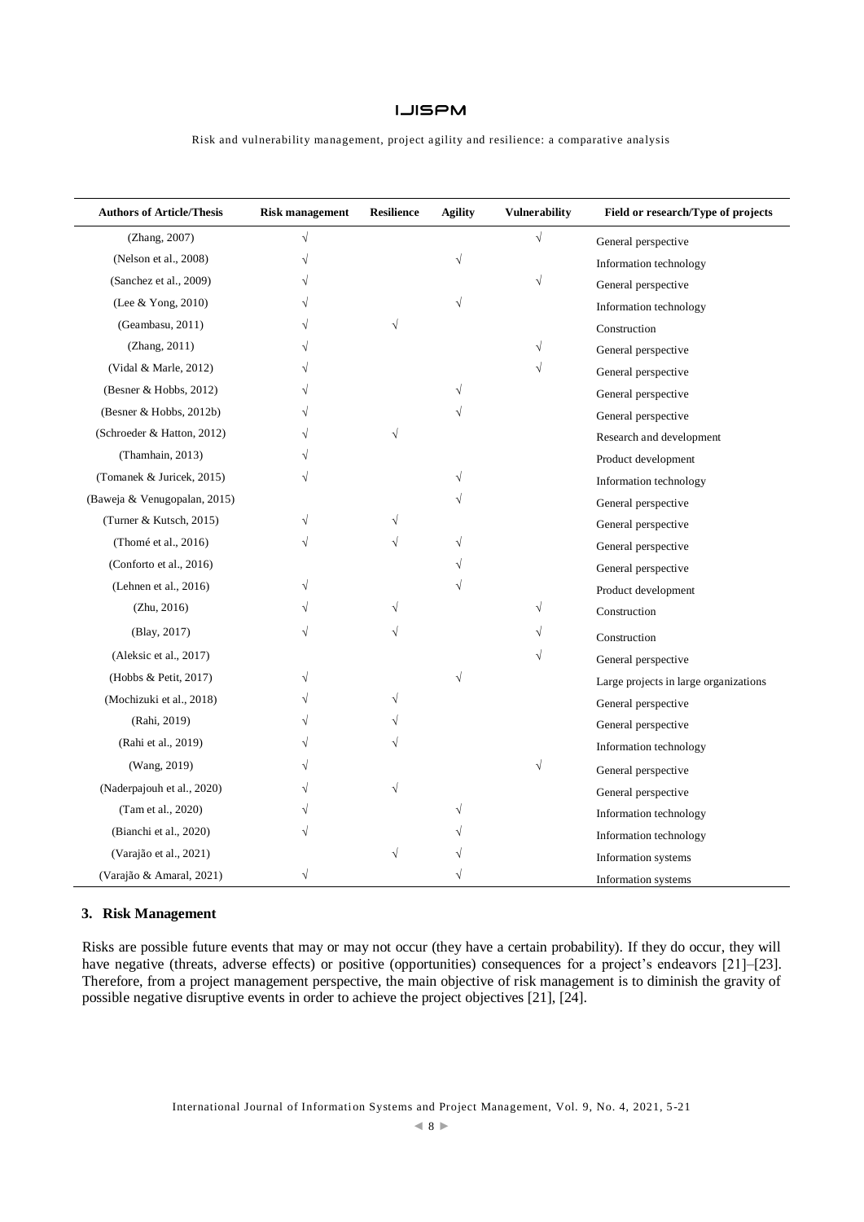| Authors of Article/Thesis | Risk management | Resilience | Agility | Vulnerability | Field or research/Type of projects |
|---|---|---|---|---|---|
| (Zhang, 2007) | √ | | | √ | General perspective |
| (Nelson et al., 2008) | √ | | √ | | Information technology |
| (Sanchez et al., 2009) | √ | | | √ | General perspective |
| (Lee & Yong, 2010) | √ | | √ | | Information technology |
| (Geambasu, 2011) | √ | √ | | | Construction |
| (Zhang, 2011) | √ | | | √ | General perspective |
| (Vidal & Marle, 2012) | √ | | | √ | General perspective |
| (Besner & Hobbs, 2012) | √ | | √ | | General perspective |
| (Besner & Hobbs, 2012b) | √ | | √ | | General perspective |
| (Schroeder & Hatton, 2012) | √ | √ | | | Research and development |
| (Thamhain, 2013) | √ | | | | Product development |
| (Tomanek & Juricek, 2015) | √ | | √ | | Information technology |
| (Baweja & Venugopalan, 2015) | | | √ | | General perspective |
| (Turner & Kutsch, 2015) | √ | √ | | | General perspective |
| (Thomé et al., 2016) | √ | √ | √ | | General perspective |
| (Conforto et al., 2016) | | | √ | | General perspective |
| (Lehnen et al., 2016) | √ | | √ | | Product development |
| (Zhu, 2016) | √ | √ | | √ | Construction |
| (Blay, 2017) | √ | √ | | √ | Construction |
| (Aleksic et al., 2017) | | | | √ | General perspective |
| (Hobbs & Petit, 2017) | √ | | √ | | Large projects in large organizations |
| (Mochizuki et al., 2018) | √ | √ | | | General perspective |
| (Rahi, 2019) | √ | √ | | | General perspective |
| (Rahi et al., 2019) | √ | √ | | | Information technology |
| (Wang, 2019) | √ | | | √ | General perspective |
| (Naderpajouh et al., 2020) | √ | √ | | | General perspective |
| (Tam et al., 2020) | √ | | √ | | Information technology |
| (Bianchi et al., 2020) | √ | | √ | | Information technology |
| (Varajão et al., 2021) | | √ | √ | | Information systems |
| (Varajão & Amaral, 2021) | √ | | √ | | Information systems |

## 3. Risk Management

Risks are possible future events that may or may not occur (they have a certain probability). If they do occur, they will have negative (threats, adverse effects) or positive (opportunities) consequences for a project's endeavors [21]–[23]. Therefore, from a project management perspective, the main objective of risk management is to diminish the gravity of possible negative disruptive events in order to achieve the project objectives [21], [24].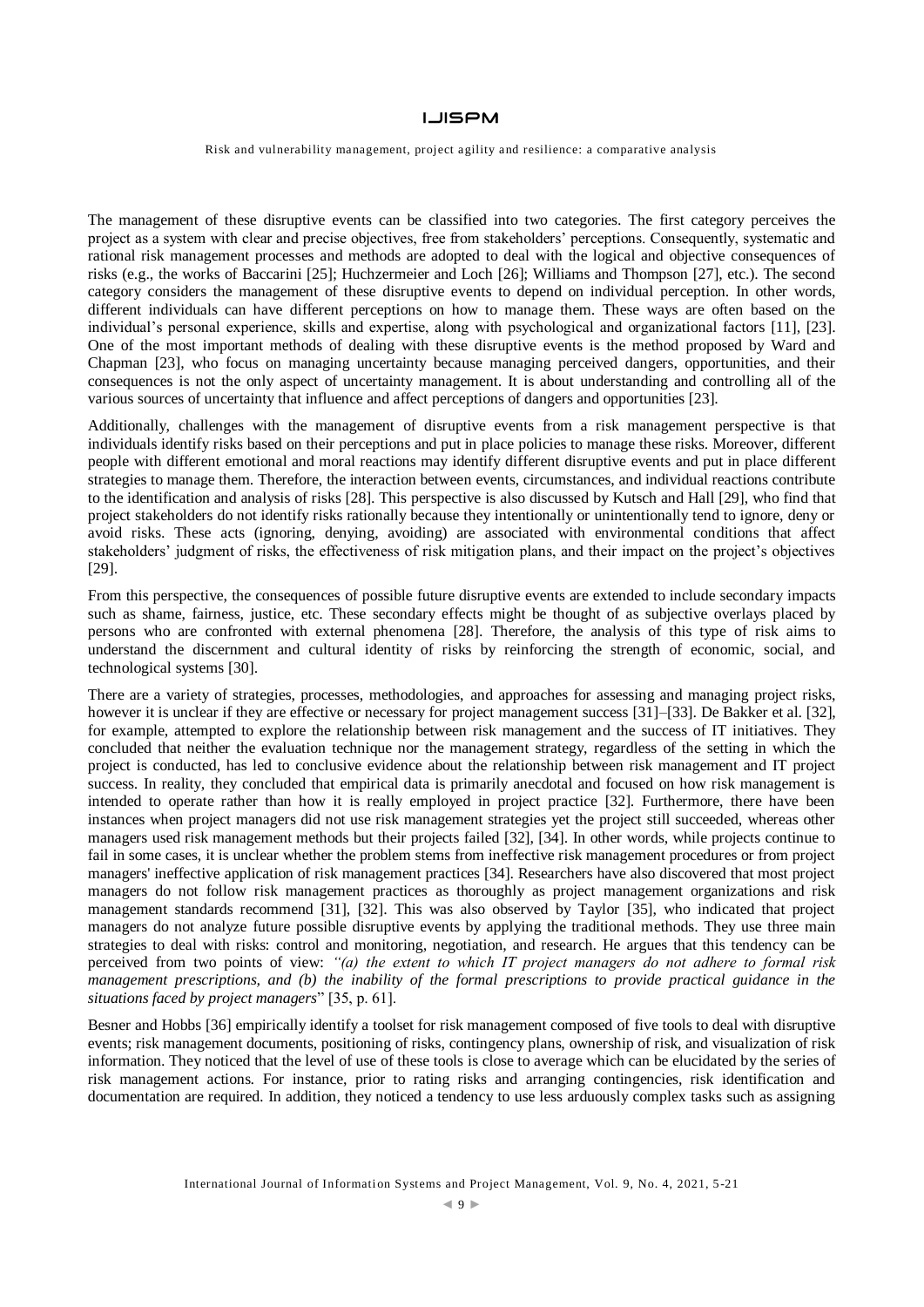The management of these disruptive events can be classified into two categories. The first category perceives the project as a system with clear and precise objectives, free from stakeholders' perceptions. Consequently, systematic and rational risk management processes and methods are adopted to deal with the logical and objective consequences of risks (e.g., the works of Baccarini [25]; Huchzermeier and Loch [26]; Williams and Thompson [27], etc.). The second category considers the management of these disruptive events to depend on individual perception. In other words, different individuals can have different perceptions on how to manage them. These ways are often based on the individual's personal experience, skills and expertise, along with psychological and organizational factors [11], [23]. One of the most important methods of dealing with these disruptive events is the method proposed by Ward and Chapman [23], who focus on managing uncertainty because managing perceived dangers, opportunities, and their consequences is not the only aspect of uncertainty management. It is about understanding and controlling all of the various sources of uncertainty that influence and affect perceptions of dangers and opportunities [23].

Additionally, challenges with the management of disruptive events from a risk management perspective is that individuals identify risks based on their perceptions and put in place policies to manage these risks. Moreover, different people with different emotional and moral reactions may identify different disruptive events and put in place different strategies to manage them. Therefore, the interaction between events, circumstances, and individual reactions contribute to the identification and analysis of risks [28]. This perspective is also discussed by Kutsch and Hall [29], who find that project stakeholders do not identify risks rationally because they intentionally or unintentionally tend to ignore, deny or avoid risks. These acts (ignoring, denying, avoiding) are associated with environmental conditions that affect stakeholders' judgment of risks, the effectiveness of risk mitigation plans, and their impact on the project's objectives [29].

From this perspective, the consequences of possible future disruptive events are extended to include secondary impacts such as shame, fairness, justice, etc. These secondary effects might be thought of as subjective overlays placed by persons who are confronted with external phenomena [28]. Therefore, the analysis of this type of risk aims to understand the discernment and cultural identity of risks by reinforcing the strength of economic, social, and technological systems [30].

There are a variety of strategies, processes, methodologies, and approaches for assessing and managing project risks, however it is unclear if they are effective or necessary for project management success [31]–[33]. De Bakker et al. [32], for example, attempted to explore the relationship between risk management and the success of IT initiatives. They concluded that neither the evaluation technique nor the management strategy, regardless of the setting in which the project is conducted, has led to conclusive evidence about the relationship between risk management and IT project success. In reality, they concluded that empirical data is primarily anecdotal and focused on how risk management is intended to operate rather than how it is really employed in project practice [32]. Furthermore, there have been instances when project managers did not use risk management strategies yet the project still succeeded, whereas other managers used risk management methods but their projects failed [32], [34]. In other words, while projects continue to fail in some cases, it is unclear whether the problem stems from ineffective risk management procedures or from project managers' ineffective application of risk management practices [34]. Researchers have also discovered that most project managers do not follow risk management practices as thoroughly as project management organizations and risk management standards recommend [31], [32]. This was also observed by Taylor [35], who indicated that project managers do not analyze future possible disruptive events by applying the traditional methods. They use three main strategies to deal with risks: control and monitoring, negotiation, and research. He argues that this tendency can be perceived from two points of view: *"(a) the extent to which IT project managers do not adhere to formal risk management prescriptions, and (b) the inability of the formal prescriptions to provide practical guidance in the situations faced by project managers*" [35, p. 61].

Besner and Hobbs [36] empirically identify a toolset for risk management composed of five tools to deal with disruptive events; risk management documents, positioning of risks, contingency plans, ownership of risk, and visualization of risk information. They noticed that the level of use of these tools is close to average which can be elucidated by the series of risk management actions. For instance, prior to rating risks and arranging contingencies, risk identification and documentation are required. In addition, they noticed a tendency to use less arduously complex tasks such as assigning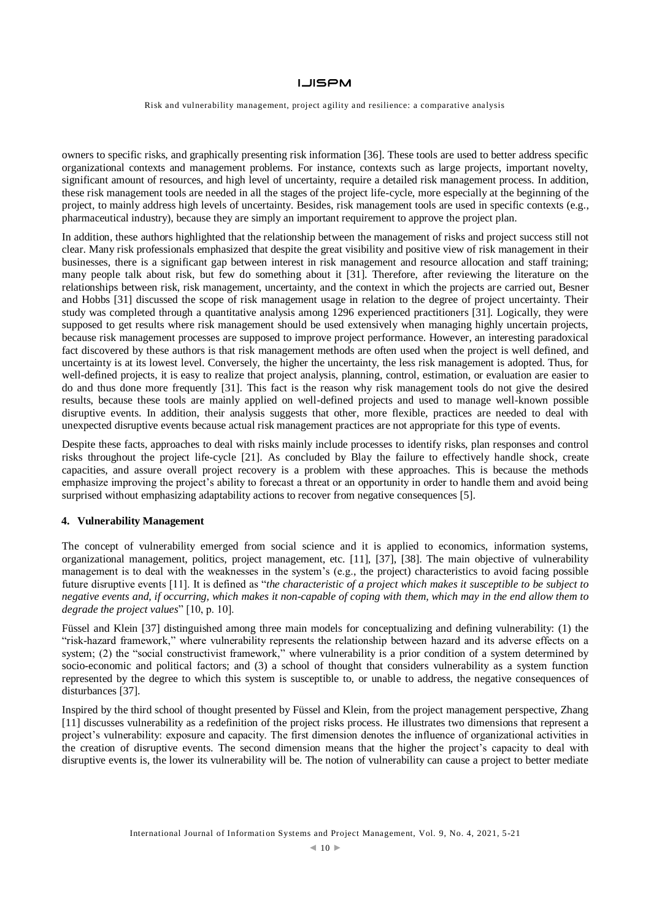owners to specific risks, and graphically presenting risk information [36]. These tools are used to better address specific organizational contexts and management problems. For instance, contexts such as large projects, important novelty, significant amount of resources, and high level of uncertainty, require a detailed risk management process. In addition, these risk management tools are needed in all the stages of the project life-cycle, more especially at the beginning of the project, to mainly address high levels of uncertainty. Besides, risk management tools are used in specific contexts (e.g., pharmaceutical industry), because they are simply an important requirement to approve the project plan.

In addition, these authors highlighted that the relationship between the management of risks and project success still not clear. Many risk professionals emphasized that despite the great visibility and positive view of risk management in their businesses, there is a significant gap between interest in risk management and resource allocation and staff training; many people talk about risk, but few do something about it [31]. Therefore, after reviewing the literature on the relationships between risk, risk management, uncertainty, and the context in which the projects are carried out, Besner and Hobbs [31] discussed the scope of risk management usage in relation to the degree of project uncertainty. Their study was completed through a quantitative analysis among 1296 experienced practitioners [31]. Logically, they were supposed to get results where risk management should be used extensively when managing highly uncertain projects, because risk management processes are supposed to improve project performance. However, an interesting paradoxical fact discovered by these authors is that risk management methods are often used when the project is well defined, and uncertainty is at its lowest level. Conversely, the higher the uncertainty, the less risk management is adopted. Thus, for well-defined projects, it is easy to realize that project analysis, planning, control, estimation, or evaluation are easier to do and thus done more frequently [31]. This fact is the reason why risk management tools do not give the desired results, because these tools are mainly applied on well-defined projects and used to manage well-known possible disruptive events. In addition, their analysis suggests that other, more flexible, practices are needed to deal with unexpected disruptive events because actual risk management practices are not appropriate for this type of events.

Despite these facts, approaches to deal with risks mainly include processes to identify risks, plan responses and control risks throughout the project life-cycle [21]. As concluded by Blay the failure to effectively handle shock, create capacities, and assure overall project recovery is a problem with these approaches. This is because the methods emphasize improving the project's ability to forecast a threat or an opportunity in order to handle them and avoid being surprised without emphasizing adaptability actions to recover from negative consequences [5].

## 4. Vulnerability Management

The concept of vulnerability emerged from social science and it is applied to economics, information systems, organizational management, politics, project management, etc. [11], [37], [38]. The main objective of vulnerability management is to deal with the weaknesses in the system's (e.g., the project) characteristics to avoid facing possible future disruptive events [11]. It is defined as "*the characteristic of a project which makes it susceptible to be subject to negative events and, if occurring, which makes it non-capable of coping with them, which may in the end allow them to degrade the project values*" [10, p. 10].

Füssel and Klein [37] distinguished among three main models for conceptualizing and defining vulnerability: (1) the "risk-hazard framework," where vulnerability represents the relationship between hazard and its adverse effects on a system; (2) the "social constructivist framework," where vulnerability is a prior condition of a system determined by socio-economic and political factors; and (3) a school of thought that considers vulnerability as a system function represented by the degree to which this system is susceptible to, or unable to address, the negative consequences of disturbances [37].

Inspired by the third school of thought presented by Füssel and Klein, from the project management perspective, Zhang [11] discusses vulnerability as a redefinition of the project risks process. He illustrates two dimensions that represent a project's vulnerability: exposure and capacity. The first dimension denotes the influence of organizational activities in the creation of disruptive events. The second dimension means that the higher the project's capacity to deal with disruptive events is, the lower its vulnerability will be. The notion of vulnerability can cause a project to better mediate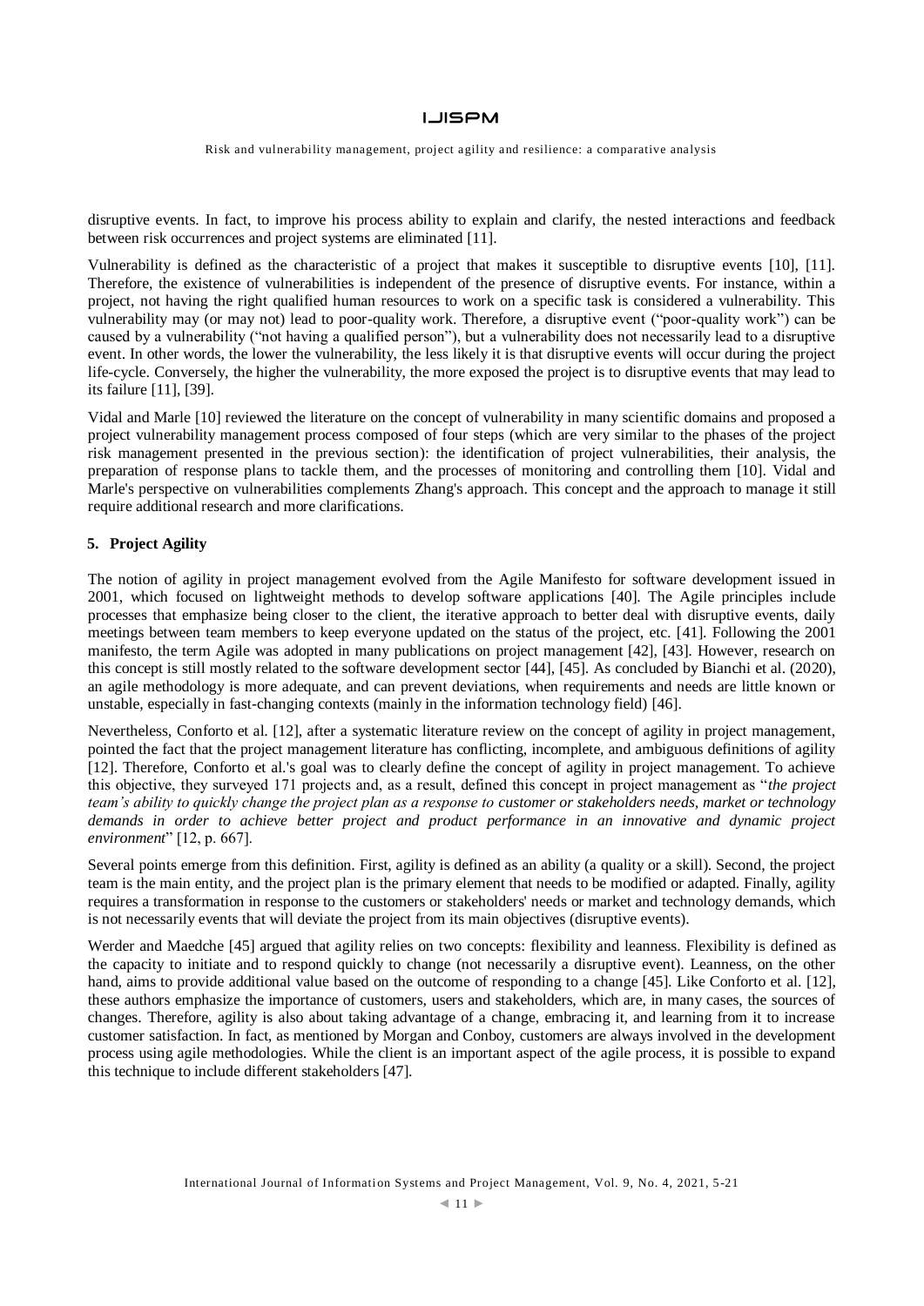disruptive events. In fact, to improve his process ability to explain and clarify, the nested interactions and feedback between risk occurrences and project systems are eliminated [11].

Vulnerability is defined as the characteristic of a project that makes it susceptible to disruptive events [10], [11]. Therefore, the existence of vulnerabilities is independent of the presence of disruptive events. For instance, within a project, not having the right qualified human resources to work on a specific task is considered a vulnerability. This vulnerability may (or may not) lead to poor-quality work. Therefore, a disruptive event ("poor-quality work") can be caused by a vulnerability ("not having a qualified person"), but a vulnerability does not necessarily lead to a disruptive event. In other words, the lower the vulnerability, the less likely it is that disruptive events will occur during the project life-cycle. Conversely, the higher the vulnerability, the more exposed the project is to disruptive events that may lead to its failure [11], [39].

Vidal and Marle [10] reviewed the literature on the concept of vulnerability in many scientific domains and proposed a project vulnerability management process composed of four steps (which are very similar to the phases of the project risk management presented in the previous section): the identification of project vulnerabilities, their analysis, the preparation of response plans to tackle them, and the processes of monitoring and controlling them [10]. Vidal and Marle's perspective on vulnerabilities complements Zhang's approach. This concept and the approach to manage it still require additional research and more clarifications.

## 5. Project Agility

The notion of agility in project management evolved from the Agile Manifesto for software development issued in 2001, which focused on lightweight methods to develop software applications [40]. The Agile principles include processes that emphasize being closer to the client, the iterative approach to better deal with disruptive events, daily meetings between team members to keep everyone updated on the status of the project, etc. [41]. Following the 2001 manifesto, the term Agile was adopted in many publications on project management [42], [43]. However, research on this concept is still mostly related to the software development sector [44], [45]. As concluded by Bianchi et al. (2020), an agile methodology is more adequate, and can prevent deviations, when requirements and needs are little known or unstable, especially in fast-changing contexts (mainly in the information technology field) [46].

Nevertheless, Conforto et al. [12], after a systematic literature review on the concept of agility in project management, pointed the fact that the project management literature has conflicting, incomplete, and ambiguous definitions of agility [12]. Therefore, Conforto et al.'s goal was to clearly define the concept of agility in project management. To achieve this objective, they surveyed 171 projects and, as a result, defined this concept in project management as "*the project team's ability to quickly change the project plan as a response to customer or stakeholders needs, market or technology demands in order to achieve better project and product performance in an innovative and dynamic project environment*" [12, p. 667].

Several points emerge from this definition. First, agility is defined as an ability (a quality or a skill). Second, the project team is the main entity, and the project plan is the primary element that needs to be modified or adapted. Finally, agility requires a transformation in response to the customers or stakeholders' needs or market and technology demands, which is not necessarily events that will deviate the project from its main objectives (disruptive events).

Werder and Maedche [45] argued that agility relies on two concepts: flexibility and leanness. Flexibility is defined as the capacity to initiate and to respond quickly to change (not necessarily a disruptive event). Leanness, on the other hand, aims to provide additional value based on the outcome of responding to a change [45]. Like Conforto et al. [12], these authors emphasize the importance of customers, users and stakeholders, which are, in many cases, the sources of changes. Therefore, agility is also about taking advantage of a change, embracing it, and learning from it to increase customer satisfaction. In fact, as mentioned by Morgan and Conboy, customers are always involved in the development process using agile methodologies. While the client is an important aspect of the agile process, it is possible to expand this technique to include different stakeholders [47].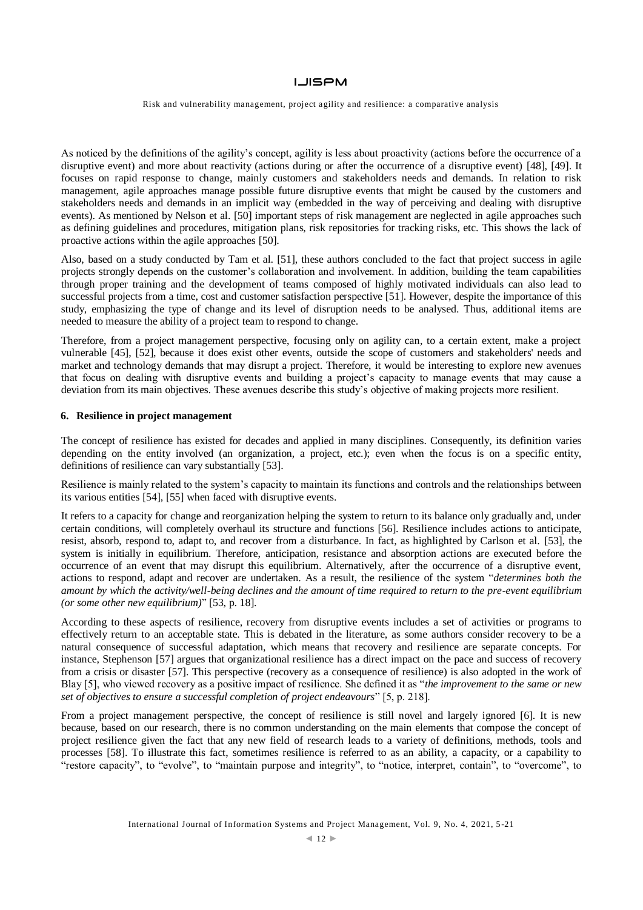As noticed by the definitions of the agility's concept, agility is less about proactivity (actions before the occurrence of a disruptive event) and more about reactivity (actions during or after the occurrence of a disruptive event) [48], [49]. It focuses on rapid response to change, mainly customers and stakeholders needs and demands. In relation to risk management, agile approaches manage possible future disruptive events that might be caused by the customers and stakeholders needs and demands in an implicit way (embedded in the way of perceiving and dealing with disruptive events). As mentioned by Nelson et al. [50] important steps of risk management are neglected in agile approaches such as defining guidelines and procedures, mitigation plans, risk repositories for tracking risks, etc. This shows the lack of proactive actions within the agile approaches [50].

Also, based on a study conducted by Tam et al. [51], these authors concluded to the fact that project success in agile projects strongly depends on the customer's collaboration and involvement. In addition, building the team capabilities through proper training and the development of teams composed of highly motivated individuals can also lead to successful projects from a time, cost and customer satisfaction perspective [51]. However, despite the importance of this study, emphasizing the type of change and its level of disruption needs to be analysed. Thus, additional items are needed to measure the ability of a project team to respond to change.

Therefore, from a project management perspective, focusing only on agility can, to a certain extent, make a project vulnerable [45], [52], because it does exist other events, outside the scope of customers and stakeholders' needs and market and technology demands that may disrupt a project. Therefore, it would be interesting to explore new avenues that focus on dealing with disruptive events and building a project's capacity to manage events that may cause a deviation from its main objectives. These avenues describe this study's objective of making projects more resilient.

## 6. Resilience in project management

The concept of resilience has existed for decades and applied in many disciplines. Consequently, its definition varies depending on the entity involved (an organization, a project, etc.); even when the focus is on a specific entity, definitions of resilience can vary substantially [53].

Resilience is mainly related to the system's capacity to maintain its functions and controls and the relationships between its various entities [54], [55] when faced with disruptive events.

It refers to a capacity for change and reorganization helping the system to return to its balance only gradually and, under certain conditions, will completely overhaul its structure and functions [56]. Resilience includes actions to anticipate, resist, absorb, respond to, adapt to, and recover from a disturbance. In fact, as highlighted by Carlson et al. [53], the system is initially in equilibrium. Therefore, anticipation, resistance and absorption actions are executed before the occurrence of an event that may disrupt this equilibrium. Alternatively, after the occurrence of a disruptive event, actions to respond, adapt and recover are undertaken. As a result, the resilience of the system "*determines both the amount by which the activity/well-being declines and the amount of time required to return to the pre-event equilibrium (or some other new equilibrium)*" [53, p. 18].

According to these aspects of resilience, recovery from disruptive events includes a set of activities or programs to effectively return to an acceptable state. This is debated in the literature, as some authors consider recovery to be a natural consequence of successful adaptation, which means that recovery and resilience are separate concepts. For instance, Stephenson [57] argues that organizational resilience has a direct impact on the pace and success of recovery from a crisis or disaster [57]. This perspective (recovery as a consequence of resilience) is also adopted in the work of Blay [5], who viewed recovery as a positive impact of resilience. She defined it as "*the improvement to the same or new set of objectives to ensure a successful completion of project endeavours*" [5, p. 218].

From a project management perspective, the concept of resilience is still novel and largely ignored [6]. It is new because, based on our research, there is no common understanding on the main elements that compose the concept of project resilience given the fact that any new field of research leads to a variety of definitions, methods, tools and processes [58]. To illustrate this fact, sometimes resilience is referred to as an ability, a capacity, or a capability to "restore capacity", to "evolve", to "maintain purpose and integrity", to "notice, interpret, contain", to "overcome", to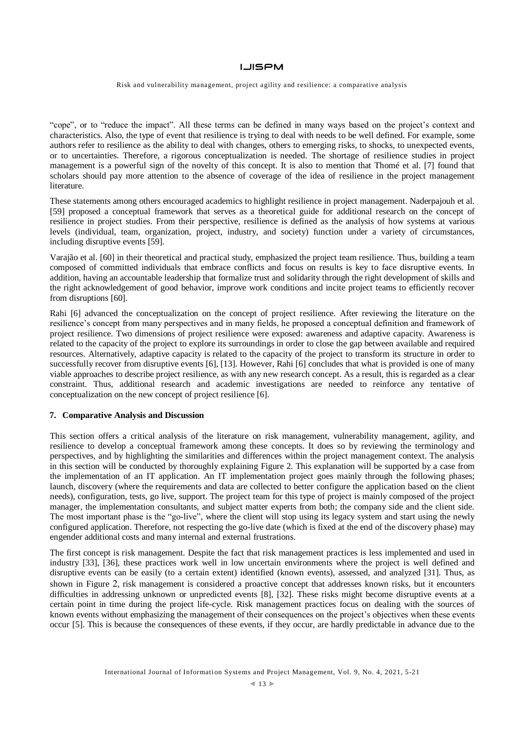"cope", or to "reduce the impact". All these terms can be defined in many ways based on the project's context and characteristics. Also, the type of event that resilience is trying to deal with needs to be well defined. For example, some authors refer to resilience as the ability to deal with changes, others to emerging risks, to shocks, to unexpected events, or to uncertainties. Therefore, a rigorous conceptualization is needed. The shortage of resilience studies in project management is a powerful sign of the novelty of this concept. It is also to mention that Thomé et al. [7] found that scholars should pay more attention to the absence of coverage of the idea of resilience in the project management literature.

These statements among others encouraged academics to highlight resilience in project management. Naderpajouh et al. [59] proposed a conceptual framework that serves as a theoretical guide for additional research on the concept of resilience in project studies. From their perspective, resilience is defined as the analysis of how systems at various levels (individual, team, organization, project, industry, and society) function under a variety of circumstances, including disruptive events [59].

Varajão et al. [60] in their theoretical and practical study, emphasized the project team resilience. Thus, building a team composed of committed individuals that embrace conflicts and focus on results is key to face disruptive events. In addition, having an accountable leadership that formalize trust and solidarity through the right development of skills and the right acknowledgement of good behavior, improve work conditions and incite project teams to efficiently recover from disruptions [60].

Rahi [6] advanced the conceptualization on the concept of project resilience. After reviewing the literature on the resilience's concept from many perspectives and in many fields, he proposed a conceptual definition and framework of project resilience. Two dimensions of project resilience were exposed: awareness and adaptive capacity. Awareness is related to the capacity of the project to explore its surroundings in order to close the gap between available and required resources. Alternatively, adaptive capacity is related to the capacity of the project to transform its structure in order to successfully recover from disruptive events [6], [13]. However, Rahi [6] concludes that what is provided is one of many viable approaches to describe project resilience, as with any new research concept. As a result, this is regarded as a clear constraint. Thus, additional research and academic investigations are needed to reinforce any tentative of conceptualization on the new concept of project resilience [6].

## 7. Comparative Analysis and Discussion

This section offers a critical analysis of the literature on risk management, vulnerability management, agility, and resilience to develop a conceptual framework among these concepts. It does so by reviewing the terminology and perspectives, and by highlighting the similarities and differences within the project management context. The analysis in this section will be conducted by thoroughly explaining Figure 2. This explanation will be supported by a case from the implementation of an IT application. An IT implementation project goes mainly through the following phases; launch, discovery (where the requirements and data are collected to better configure the application based on the client needs), configuration, tests, go live, support. The project team for this type of project is mainly composed of the project manager, the implementation consultants, and subject matter experts from both; the company side and the client side. The most important phase is the "go-live", where the client will stop using its legacy system and start using the newly configured application. Therefore, not respecting the go-live date (which is fixed at the end of the discovery phase) may engender additional costs and many internal and external frustrations.

The first concept is risk management. Despite the fact that risk management practices is less implemented and used in industry [33], [36], these practices work well in low uncertain environments where the project is well defined and disruptive events can be easily (to a certain extent) identified (known events), assessed, and analyzed [31]. Thus, as shown in Figure 2, risk management is considered a proactive concept that addresses known risks, but it encounters difficulties in addressing unknown or unpredicted events [8], [32]. These risks might become disruptive events at a certain point in time during the project life-cycle. Risk management practices focus on dealing with the sources of known events without emphasizing the management of their consequences on the project's objectives when these events occur [5]. This is because the consequences of these events, if they occur, are hardly predictable in advance due to the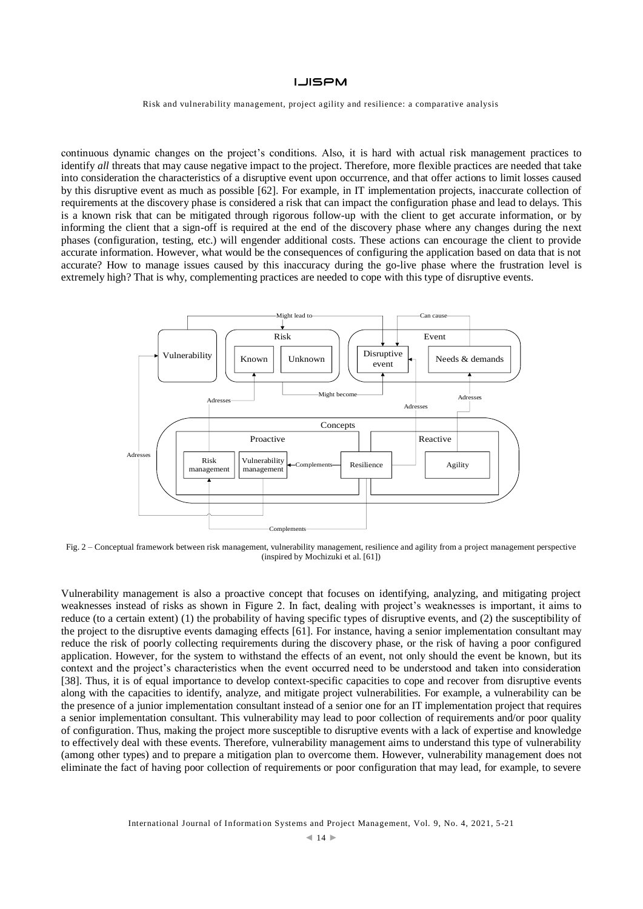continuous dynamic changes on the project's conditions. Also, it is hard with actual risk management practices to identify *all* threats that may cause negative impact to the project. Therefore, more flexible practices are needed that take into consideration the characteristics of a disruptive event upon occurrence, and that offer actions to limit losses caused by this disruptive event as much as possible [62]. For example, in IT implementation projects, inaccurate collection of requirements at the discovery phase is considered a risk that can impact the configuration phase and lead to delays. This is a known risk that can be mitigated through rigorous follow-up with the client to get accurate information, or by informing the client that a sign-off is required at the end of the discovery phase where any changes during the next phases (configuration, testing, etc.) will engender additional costs. These actions can encourage the client to provide accurate information. However, what would be the consequences of configuring the application based on data that is not accurate? How to manage issues caused by this inaccuracy during the go-live phase where the frustration level is extremely high? That is why, complementing practices are needed to cope with this type of disruptive events.

Fig. 2 – Conceptual framework between risk management, vulnerability management, resilience and agility from a project management perspective (inspired by Mochizuki et al. [61])

Vulnerability management is also a proactive concept that focuses on identifying, analyzing, and mitigating project weaknesses instead of risks as shown in Figure 2. In fact, dealing with project's weaknesses is important, it aims to reduce (to a certain extent) (1) the probability of having specific types of disruptive events, and (2) the susceptibility of the project to the disruptive events damaging effects [61]. For instance, having a senior implementation consultant may reduce the risk of poorly collecting requirements during the discovery phase, or the risk of having a poor configured application. However, for the system to withstand the effects of an event, not only should the event be known, but its context and the project's characteristics when the event occurred need to be understood and taken into consideration [38]. Thus, it is of equal importance to develop context-specific capacities to cope and recover from disruptive events along with the capacities to identify, analyze, and mitigate project vulnerabilities. For example, a vulnerability can be the presence of a junior implementation consultant instead of a senior one for an IT implementation project that requires a senior implementation consultant. This vulnerability may lead to poor collection of requirements and/or poor quality of configuration. Thus, making the project more susceptible to disruptive events with a lack of expertise and knowledge to effectively deal with these events. Therefore, vulnerability management aims to understand this type of vulnerability (among other types) and to prepare a mitigation plan to overcome them. However, vulnerability management does not eliminate the fact of having poor collection of requirements or poor configuration that may lead, for example, to severe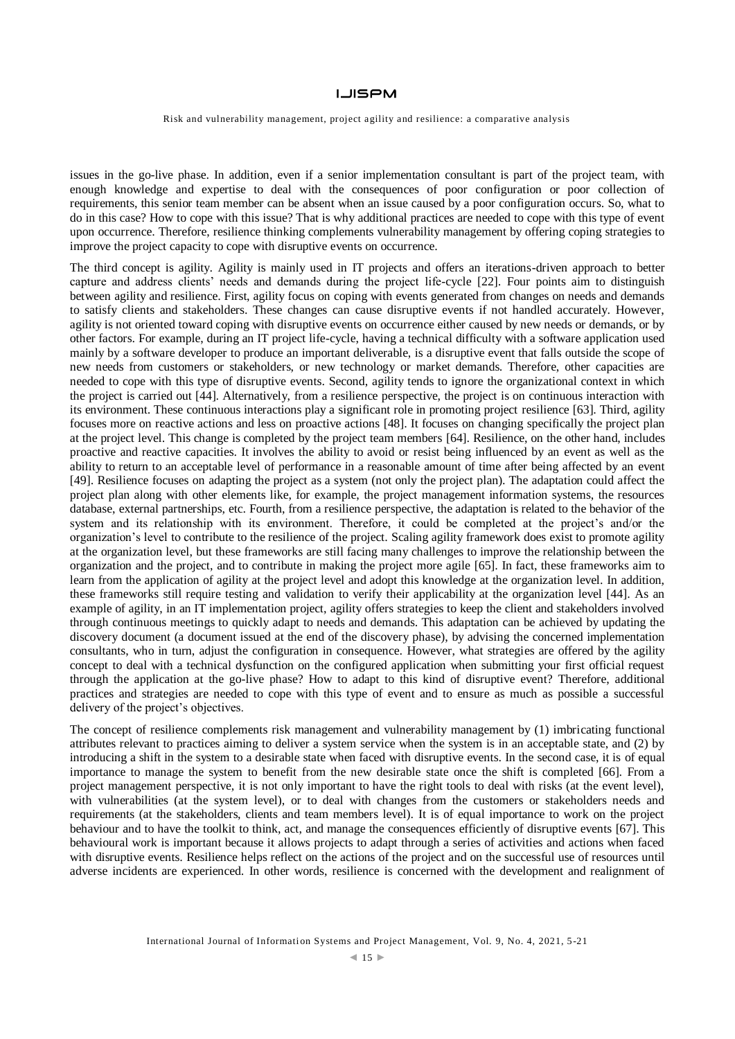issues in the go-live phase. In addition, even if a senior implementation consultant is part of the project team, with enough knowledge and expertise to deal with the consequences of poor configuration or poor collection of requirements, this senior team member can be absent when an issue caused by a poor configuration occurs. So, what to do in this case? How to cope with this issue? That is why additional practices are needed to cope with this type of event upon occurrence. Therefore, resilience thinking complements vulnerability management by offering coping strategies to improve the project capacity to cope with disruptive events on occurrence.

The third concept is agility. Agility is mainly used in IT projects and offers an iterations-driven approach to better capture and address clients' needs and demands during the project life-cycle [22]. Four points aim to distinguish between agility and resilience. First, agility focus on coping with events generated from changes on needs and demands to satisfy clients and stakeholders. These changes can cause disruptive events if not handled accurately. However, agility is not oriented toward coping with disruptive events on occurrence either caused by new needs or demands, or by other factors. For example, during an IT project life-cycle, having a technical difficulty with a software application used mainly by a software developer to produce an important deliverable, is a disruptive event that falls outside the scope of new needs from customers or stakeholders, or new technology or market demands. Therefore, other capacities are needed to cope with this type of disruptive events. Second, agility tends to ignore the organizational context in which the project is carried out [44]. Alternatively, from a resilience perspective, the project is on continuous interaction with its environment. These continuous interactions play a significant role in promoting project resilience [63]. Third, agility focuses more on reactive actions and less on proactive actions [48]. It focuses on changing specifically the project plan at the project level. This change is completed by the project team members [64]. Resilience, on the other hand, includes proactive and reactive capacities. It involves the ability to avoid or resist being influenced by an event as well as the ability to return to an acceptable level of performance in a reasonable amount of time after being affected by an event [49]. Resilience focuses on adapting the project as a system (not only the project plan). The adaptation could affect the project plan along with other elements like, for example, the project management information systems, the resources database, external partnerships, etc. Fourth, from a resilience perspective, the adaptation is related to the behavior of the system and its relationship with its environment. Therefore, it could be completed at the project's and/or the organization's level to contribute to the resilience of the project. Scaling agility framework does exist to promote agility at the organization level, but these frameworks are still facing many challenges to improve the relationship between the organization and the project, and to contribute in making the project more agile [65]. In fact, these frameworks aim to learn from the application of agility at the project level and adopt this knowledge at the organization level. In addition, these frameworks still require testing and validation to verify their applicability at the organization level [44]. As an example of agility, in an IT implementation project, agility offers strategies to keep the client and stakeholders involved through continuous meetings to quickly adapt to needs and demands. This adaptation can be achieved by updating the discovery document (a document issued at the end of the discovery phase), by advising the concerned implementation consultants, who in turn, adjust the configuration in consequence. However, what strategies are offered by the agility concept to deal with a technical dysfunction on the configured application when submitting your first official request through the application at the go-live phase? How to adapt to this kind of disruptive event? Therefore, additional practices and strategies are needed to cope with this type of event and to ensure as much as possible a successful delivery of the project's objectives.

The concept of resilience complements risk management and vulnerability management by (1) imbricating functional attributes relevant to practices aiming to deliver a system service when the system is in an acceptable state, and (2) by introducing a shift in the system to a desirable state when faced with disruptive events. In the second case, it is of equal importance to manage the system to benefit from the new desirable state once the shift is completed [66]. From a project management perspective, it is not only important to have the right tools to deal with risks (at the event level), with vulnerabilities (at the system level), or to deal with changes from the customers or stakeholders needs and requirements (at the stakeholders, clients and team members level). It is of equal importance to work on the project behaviour and to have the toolkit to think, act, and manage the consequences efficiently of disruptive events [67]. This behavioural work is important because it allows projects to adapt through a series of activities and actions when faced with disruptive events. Resilience helps reflect on the actions of the project and on the successful use of resources until adverse incidents are experienced. In other words, resilience is concerned with the development and realignment of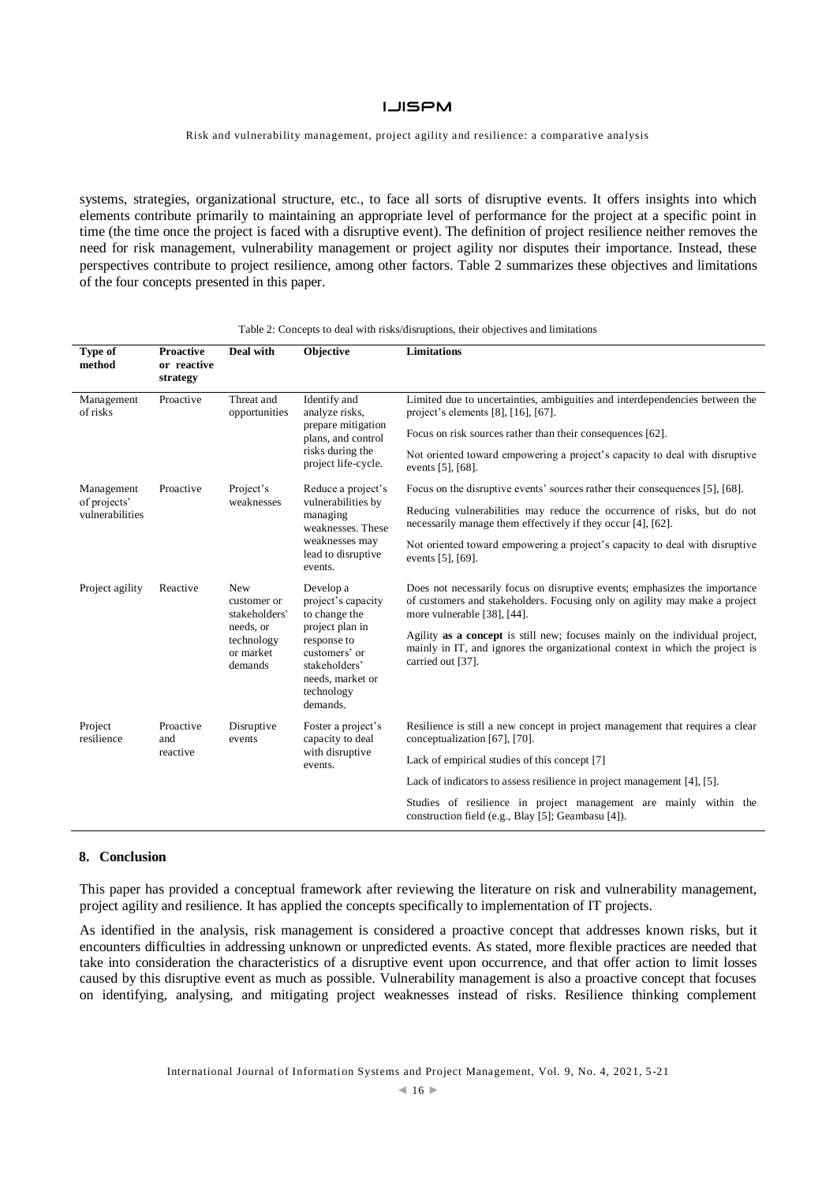systems, strategies, organizational structure, etc., to face all sorts of disruptive events. It offers insights into which elements contribute primarily to maintaining an appropriate level of performance for the project at a specific point in time (the time once the project is faced with a disruptive event). The definition of project resilience neither removes the need for risk management, vulnerability management or project agility nor disputes their importance. Instead, these perspectives contribute to project resilience, among other factors. Table 2 summarizes these objectives and limitations of the four concepts presented in this paper.

Table 2: Concepts to deal with risks/disruptions, their objectives and limitations

| Type of method | Proactive or reactive strategy | Deal with | Objective | Limitations |
|---|---|---|---|---|
| Management of risks | Proactive | Threat and opportunities | Identify and analyze risks, prepare mitigation plans, and control risks during the project life-cycle. | Limited due to uncertainties, ambiguities and interdependencies between the project's elements [8], [16], [67]. <br> Focus on risk sources rather than their consequences [62]. <br> Not oriented toward empowering a project's capacity to deal with disruptive events [5], [68]. |
| Management of projects' vulnerabilities | Proactive | Project's weaknesses | Reduce a project's vulnerabilities by managing weaknesses. These weaknesses may lead to disruptive events. | Focus on the disruptive events' sources rather their consequences [5], [68]. <br> Reducing vulnerabilities may reduce the occurrence of risks, but do not necessarily manage them effectively if they occur [4], [62]. <br> Not oriented toward empowering a project's capacity to deal with disruptive events [5], [69]. |
| Project agility | Reactive | New customer or stakeholders' needs, or technology or market demands | Develop a project's capacity to change the project plan in response to customers' or stakeholders' needs, market or technology demands. | Does not necessarily focus on disruptive events; emphasizes the importance of customers and stakeholders. Focusing only on agility may make a project more vulnerable [38], [44]. <br> Agility **as a concept** is still new; focuses mainly on the individual project, mainly in IT, and ignores the organizational context in which the project is carried out [37]. |
| Project resilience | Proactive and reactive | Disruptive events | Foster a project's capacity to deal with disruptive events. | Resilience is still a new concept in project management that requires a clear conceptualization [67], [70]. <br> Lack of empirical studies of this concept [7] <br> Lack of indicators to assess resilience in project management [4], [5]. <br> Studies of resilience in project management are mainly within the construction field (e.g., Blay [5]; Geambasu [4]). |

## 8. Conclusion

This paper has provided a conceptual framework after reviewing the literature on risk and vulnerability management, project agility and resilience. It has applied the concepts specifically to implementation of IT projects.

As identified in the analysis, risk management is considered a proactive concept that addresses known risks, but it encounters difficulties in addressing unknown or unpredicted events. As stated, more flexible practices are needed that take into consideration the characteristics of a disruptive event upon occurrence, and that offer action to limit losses caused by this disruptive event as much as possible. Vulnerability management is also a proactive concept that focuses on identifying, analysing, and mitigating project weaknesses instead of risks. Resilience thinking complement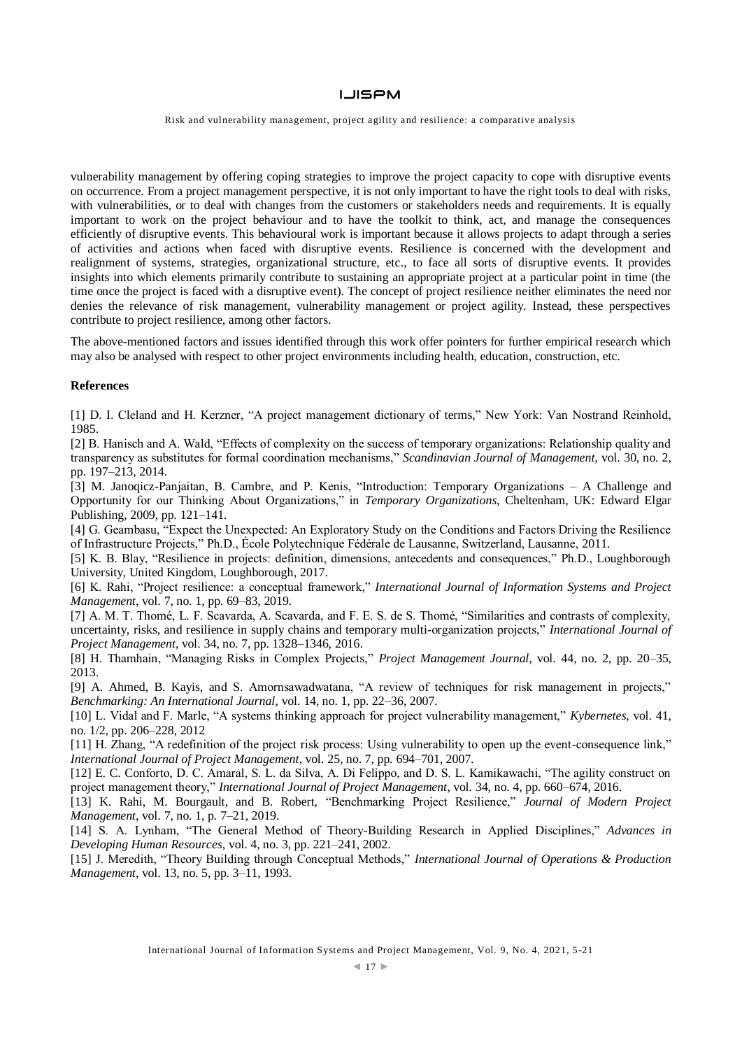vulnerability management by offering coping strategies to improve the project capacity to cope with disruptive events on occurrence. From a project management perspective, it is not only important to have the right tools to deal with risks, with vulnerabilities, or to deal with changes from the customers or stakeholders needs and requirements. It is equally important to work on the project behaviour and to have the toolkit to think, act, and manage the consequences efficiently of disruptive events. This behavioural work is important because it allows projects to adapt through a series of activities and actions when faced with disruptive events. Resilience is concerned with the development and realignment of systems, strategies, organizational structure, etc., to face all sorts of disruptive events. It provides insights into which elements primarily contribute to sustaining an appropriate project at a particular point in time (the time once the project is faced with a disruptive event). The concept of project resilience neither eliminates the need nor denies the relevance of risk management, vulnerability management or project agility. Instead, these perspectives contribute to project resilience, among other factors.

The above-mentioned factors and issues identified through this work offer pointers for further empirical research which may also be analysed with respect to other project environments including health, education, construction, etc.

**References**

[1] D. I. Cleland and H. Kerzner, "A project management dictionary of terms," New York: Van Nostrand Reinhold, 1985.

[2] B. Hanisch and A. Wald, "Effects of complexity on the success of temporary organizations: Relationship quality and transparency as substitutes for formal coordination mechanisms," *Scandinavian Journal of Management*, vol. 30, no. 2, pp. 197–213, 2014.

[3] M. Janoqicz-Panjaitan, B. Cambre, and P. Kenis, "Introduction: Temporary Organizations – A Challenge and Opportunity for our Thinking About Organizations," in *Temporary Organizations*, Cheltenham, UK: Edward Elgar Publishing, 2009, pp. 121–141.

[4] G. Geambasu, "Expect the Unexpected: An Exploratory Study on the Conditions and Factors Driving the Resilience of Infrastructure Projects," Ph.D., École Polytechnique Fédérale de Lausanne, Switzerland, Lausanne, 2011.

[5] K. B. Blay, "Resilience in projects: definition, dimensions, antecedents and consequences," Ph.D., Loughborough University, United Kingdom, Loughborough, 2017.

[6] K. Rahi, "Project resilience: a conceptual framework," *International Journal of Information Systems and Project Management*, vol. 7, no. 1, pp. 69–83, 2019.

[7] A. M. T. Thomé, L. F. Scavarda, A. Scavarda, and F. E. S. de S. Thomé, "Similarities and contrasts of complexity, uncertainty, risks, and resilience in supply chains and temporary multi-organization projects," *International Journal of Project Management*, vol. 34, no. 7, pp. 1328–1346, 2016.

[8] H. Thamhain, "Managing Risks in Complex Projects," *Project Management Journal*, vol. 44, no. 2, pp. 20–35, 2013.

[9] A. Ahmed, B. Kayis, and S. Amornsawadwatana, "A review of techniques for risk management in projects," *Benchmarking: An International Journal*, vol. 14, no. 1, pp. 22–36, 2007.

[10] L. Vidal and F. Marle, "A systems thinking approach for project vulnerability management," *Kybernetes*, vol. 41, no. 1/2, pp. 206–228, 2012

[11] H. Zhang, "A redefinition of the project risk process: Using vulnerability to open up the event-consequence link," *International Journal of Project Management*, vol. 25, no. 7, pp. 694–701, 2007.

[12] E. C. Conforto, D. C. Amaral, S. L. da Silva, A. Di Felippo, and D. S. L. Kamikawachi, "The agility construct on project management theory," *International Journal of Project Management*, vol. 34, no. 4, pp. 660–674, 2016.

[13] K. Rahi, M. Bourgault, and B. Robert, "Benchmarking Project Resilience," *Journal of Modern Project Management*, vol. 7, no. 1, p. 7–21, 2019.

[14] S. A. Lynham, "The General Method of Theory-Building Research in Applied Disciplines," *Advances in Developing Human Resources*, vol. 4, no. 3, pp. 221–241, 2002.

[15] J. Meredith, "Theory Building through Conceptual Methods," *International Journal of Operations & Production Management*, vol. 13, no. 5, pp. 3–11, 1993.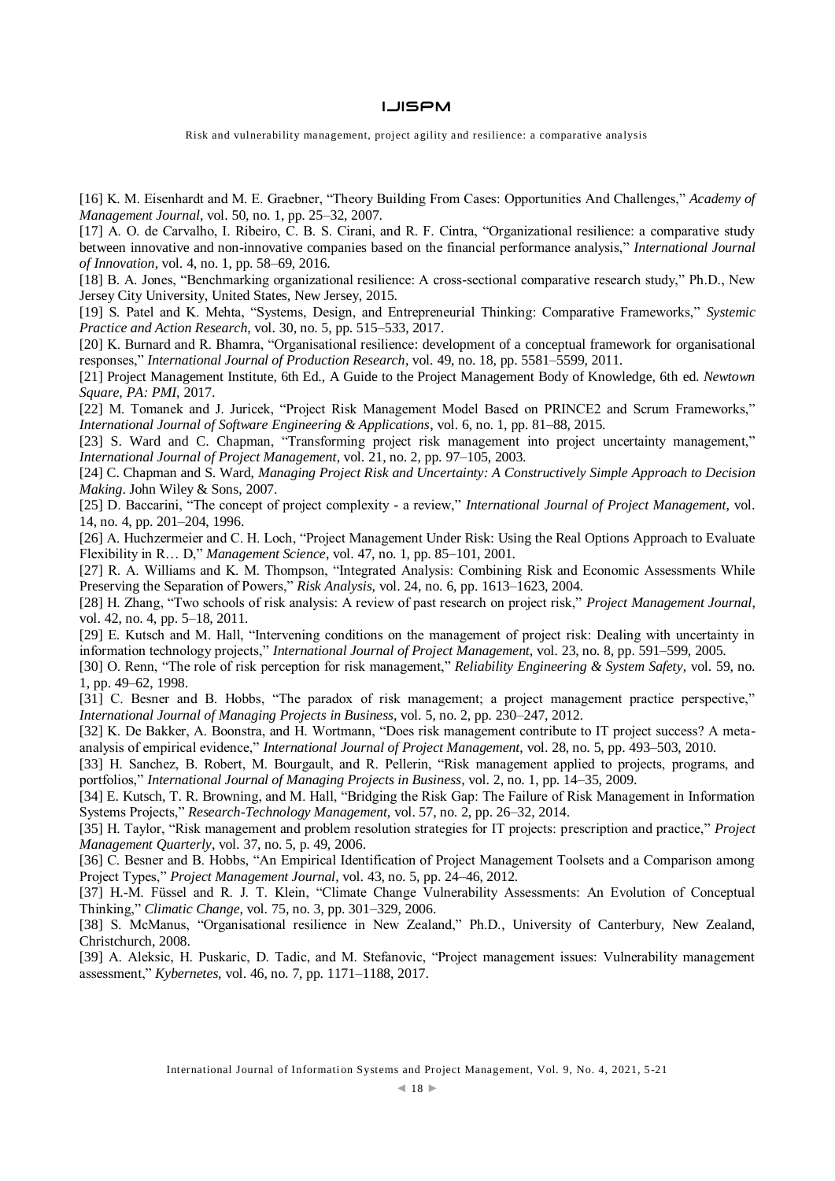[16] K. M. Eisenhardt and M. E. Graebner, "Theory Building From Cases: Opportunities And Challenges," *Academy of Management Journal*, vol. 50, no. 1, pp. 25–32, 2007.

[17] A. O. de Carvalho, I. Ribeiro, C. B. S. Cirani, and R. F. Cintra, "Organizational resilience: a comparative study between innovative and non-innovative companies based on the financial performance analysis," *International Journal of Innovation*, vol. 4, no. 1, pp. 58–69, 2016.

[18] B. A. Jones, "Benchmarking organizational resilience: A cross-sectional comparative research study," Ph.D., New Jersey City University, United States, New Jersey, 2015.

[19] S. Patel and K. Mehta, "Systems, Design, and Entrepreneurial Thinking: Comparative Frameworks," *Systemic Practice and Action Research*, vol. 30, no. 5, pp. 515–533, 2017.

[20] K. Burnard and R. Bhamra, "Organisational resilience: development of a conceptual framework for organisational responses," *International Journal of Production Research*, vol. 49, no. 18, pp. 5581–5599, 2011.

[21] Project Management Institute, 6th Ed., A Guide to the Project Management Body of Knowledge, 6th ed. *Newtown Square, PA: PMI*, 2017.

[22] M. Tomanek and J. Juricek, "Project Risk Management Model Based on PRINCE2 and Scrum Frameworks," *International Journal of Software Engineering & Applications*, vol. 6, no. 1, pp. 81–88, 2015.

[23] S. Ward and C. Chapman, "Transforming project risk management into project uncertainty management," *International Journal of Project Management*, vol. 21, no. 2, pp. 97–105, 2003.

[24] C. Chapman and S. Ward, *Managing Project Risk and Uncertainty: A Constructively Simple Approach to Decision Making*. John Wiley & Sons, 2007.

[25] D. Baccarini, "The concept of project complexity - a review," *International Journal of Project Management*, vol. 14, no. 4, pp. 201–204, 1996.

[26] A. Huchzermeier and C. H. Loch, "Project Management Under Risk: Using the Real Options Approach to Evaluate Flexibility in R… D," *Management Science*, vol. 47, no. 1, pp. 85–101, 2001.

[27] R. A. Williams and K. M. Thompson, "Integrated Analysis: Combining Risk and Economic Assessments While Preserving the Separation of Powers," *Risk Analysis*, vol. 24, no. 6, pp. 1613–1623, 2004.

[28] H. Zhang, "Two schools of risk analysis: A review of past research on project risk," *Project Management Journal*, vol. 42, no. 4, pp. 5–18, 2011.

[29] E. Kutsch and M. Hall, "Intervening conditions on the management of project risk: Dealing with uncertainty in information technology projects," *International Journal of Project Management*, vol. 23, no. 8, pp. 591–599, 2005.

[30] O. Renn, "The role of risk perception for risk management," *Reliability Engineering & System Safety*, vol. 59, no. 1, pp. 49–62, 1998.

[31] C. Besner and B. Hobbs, "The paradox of risk management; a project management practice perspective," *International Journal of Managing Projects in Business*, vol. 5, no. 2, pp. 230–247, 2012.

[32] K. De Bakker, A. Boonstra, and H. Wortmann, "Does risk management contribute to IT project success? A meta-analysis of empirical evidence," *International Journal of Project Management*, vol. 28, no. 5, pp. 493–503, 2010.

[33] H. Sanchez, B. Robert, M. Bourgault, and R. Pellerin, "Risk management applied to projects, programs, and portfolios," *International Journal of Managing Projects in Business*, vol. 2, no. 1, pp. 14–35, 2009.

[34] E. Kutsch, T. R. Browning, and M. Hall, "Bridging the Risk Gap: The Failure of Risk Management in Information Systems Projects," *Research-Technology Management*, vol. 57, no. 2, pp. 26–32, 2014.

[35] H. Taylor, "Risk management and problem resolution strategies for IT projects: prescription and practice," *Project Management Quarterly*, vol. 37, no. 5, p. 49, 2006.

[36] C. Besner and B. Hobbs, "An Empirical Identification of Project Management Toolsets and a Comparison among Project Types," *Project Management Journal*, vol. 43, no. 5, pp. 24–46, 2012.

[37] H.-M. Füssel and R. J. T. Klein, "Climate Change Vulnerability Assessments: An Evolution of Conceptual Thinking," *Climatic Change*, vol. 75, no. 3, pp. 301–329, 2006.

[38] S. McManus, "Organisational resilience in New Zealand," Ph.D., University of Canterbury, New Zealand, Christchurch, 2008.

[39] A. Aleksic, H. Puskaric, D. Tadic, and M. Stefanovic, "Project management issues: Vulnerability management assessment," *Kybernetes*, vol. 46, no. 7, pp. 1171–1188, 2017.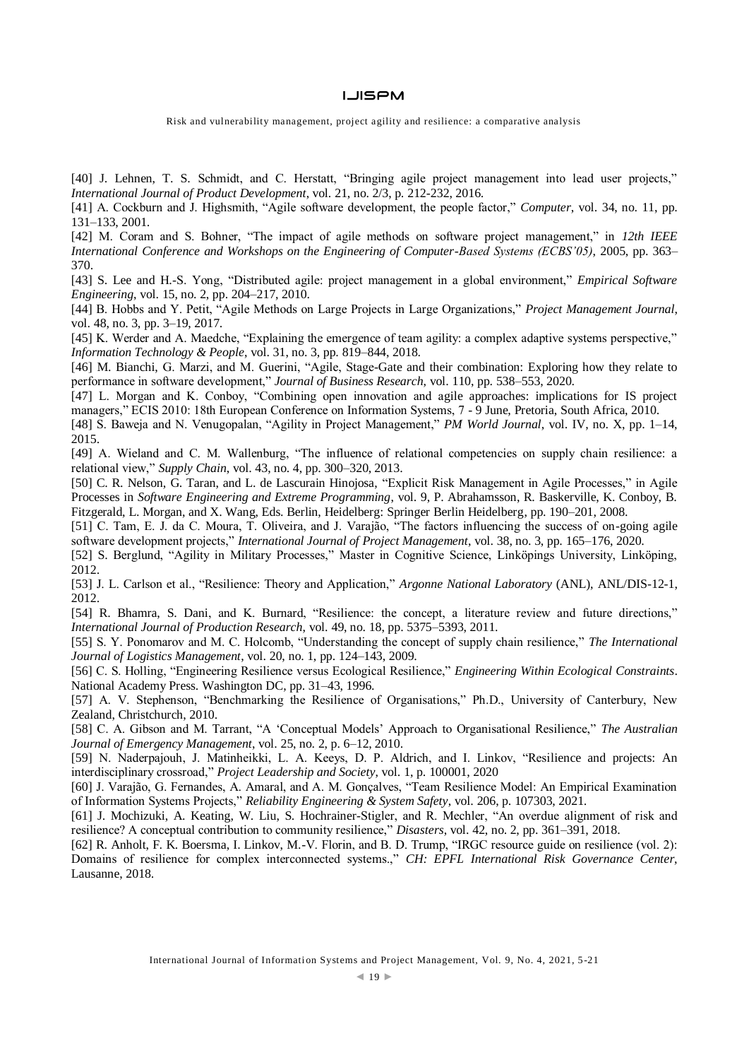[40] J. Lehnen, T. S. Schmidt, and C. Herstatt, "Bringing agile project management into lead user projects," *International Journal of Product Development*, vol. 21, no. 2/3, p. 212-232, 2016.

[41] A. Cockburn and J. Highsmith, "Agile software development, the people factor," *Computer*, vol. 34, no. 11, pp. 131–133, 2001.

[42] M. Coram and S. Bohner, "The impact of agile methods on software project management," in *12th IEEE International Conference and Workshops on the Engineering of Computer-Based Systems (ECBS'05)*, 2005, pp. 363–370.

[43] S. Lee and H.-S. Yong, "Distributed agile: project management in a global environment," *Empirical Software Engineering*, vol. 15, no. 2, pp. 204–217, 2010.

[44] B. Hobbs and Y. Petit, "Agile Methods on Large Projects in Large Organizations," *Project Management Journal*, vol. 48, no. 3, pp. 3–19, 2017.

[45] K. Werder and A. Maedche, "Explaining the emergence of team agility: a complex adaptive systems perspective," *Information Technology & People*, vol. 31, no. 3, pp. 819–844, 2018.

[46] M. Bianchi, G. Marzi, and M. Guerini, "Agile, Stage-Gate and their combination: Exploring how they relate to performance in software development," *Journal of Business Research*, vol. 110, pp. 538–553, 2020.

[47] L. Morgan and K. Conboy, "Combining open innovation and agile approaches: implications for IS project managers," ECIS 2010: 18th European Conference on Information Systems, 7 - 9 June, Pretoria, South Africa, 2010.

[48] S. Baweja and N. Venugopalan, "Agility in Project Management," *PM World Journal*, vol. IV, no. X, pp. 1–14, 2015.

[49] A. Wieland and C. M. Wallenburg, "The influence of relational competencies on supply chain resilience: a relational view," *Supply Chain*, vol. 43, no. 4, pp. 300–320, 2013.

[50] C. R. Nelson, G. Taran, and L. de Lascurain Hinojosa, "Explicit Risk Management in Agile Processes," in Agile Processes in *Software Engineering and Extreme Programming*, vol. 9, P. Abrahamsson, R. Baskerville, K. Conboy, B. Fitzgerald, L. Morgan, and X. Wang, Eds. Berlin, Heidelberg: Springer Berlin Heidelberg, pp. 190–201, 2008.

[51] C. Tam, E. J. da C. Moura, T. Oliveira, and J. Varajão, "The factors influencing the success of on-going agile software development projects," *International Journal of Project Management*, vol. 38, no. 3, pp. 165–176, 2020.

[52] S. Berglund, "Agility in Military Processes," Master in Cognitive Science, Linköpings University, Linköping, 2012.

[53] J. L. Carlson et al., "Resilience: Theory and Application," *Argonne National Laboratory* (ANL), ANL/DIS-12-1, 2012.

[54] R. Bhamra, S. Dani, and K. Burnard, "Resilience: the concept, a literature review and future directions," *International Journal of Production Research*, vol. 49, no. 18, pp. 5375–5393, 2011.

[55] S. Y. Ponomarov and M. C. Holcomb, "Understanding the concept of supply chain resilience," *The International Journal of Logistics Management*, vol. 20, no. 1, pp. 124–143, 2009.

[56] C. S. Holling, "Engineering Resilience versus Ecological Resilience," *Engineering Within Ecological Constraints*. National Academy Press. Washington DC, pp. 31–43, 1996.

[57] A. V. Stephenson, "Benchmarking the Resilience of Organisations," Ph.D., University of Canterbury, New Zealand, Christchurch, 2010.

[58] C. A. Gibson and M. Tarrant, "A 'Conceptual Models' Approach to Organisational Resilience," *The Australian Journal of Emergency Management*, vol. 25, no. 2, p. 6–12, 2010.

[59] N. Naderpajouh, J. Matinheikki, L. A. Keeys, D. P. Aldrich, and I. Linkov, "Resilience and projects: An interdisciplinary crossroad," *Project Leadership and Society*, vol. 1, p. 100001, 2020

[60] J. Varajão, G. Fernandes, A. Amaral, and A. M. Gonçalves, "Team Resilience Model: An Empirical Examination of Information Systems Projects," *Reliability Engineering & System Safety*, vol. 206, p. 107303, 2021.

[61] J. Mochizuki, A. Keating, W. Liu, S. Hochrainer-Stigler, and R. Mechler, "An overdue alignment of risk and resilience? A conceptual contribution to community resilience," *Disasters*, vol. 42, no. 2, pp. 361–391, 2018.

[62] R. Anholt, F. K. Boersma, I. Linkov, M.-V. Florin, and B. D. Trump, "IRGC resource guide on resilience (vol. 2): Domains of resilience for complex interconnected systems.," *CH: EPFL International Risk Governance Center*, Lausanne, 2018.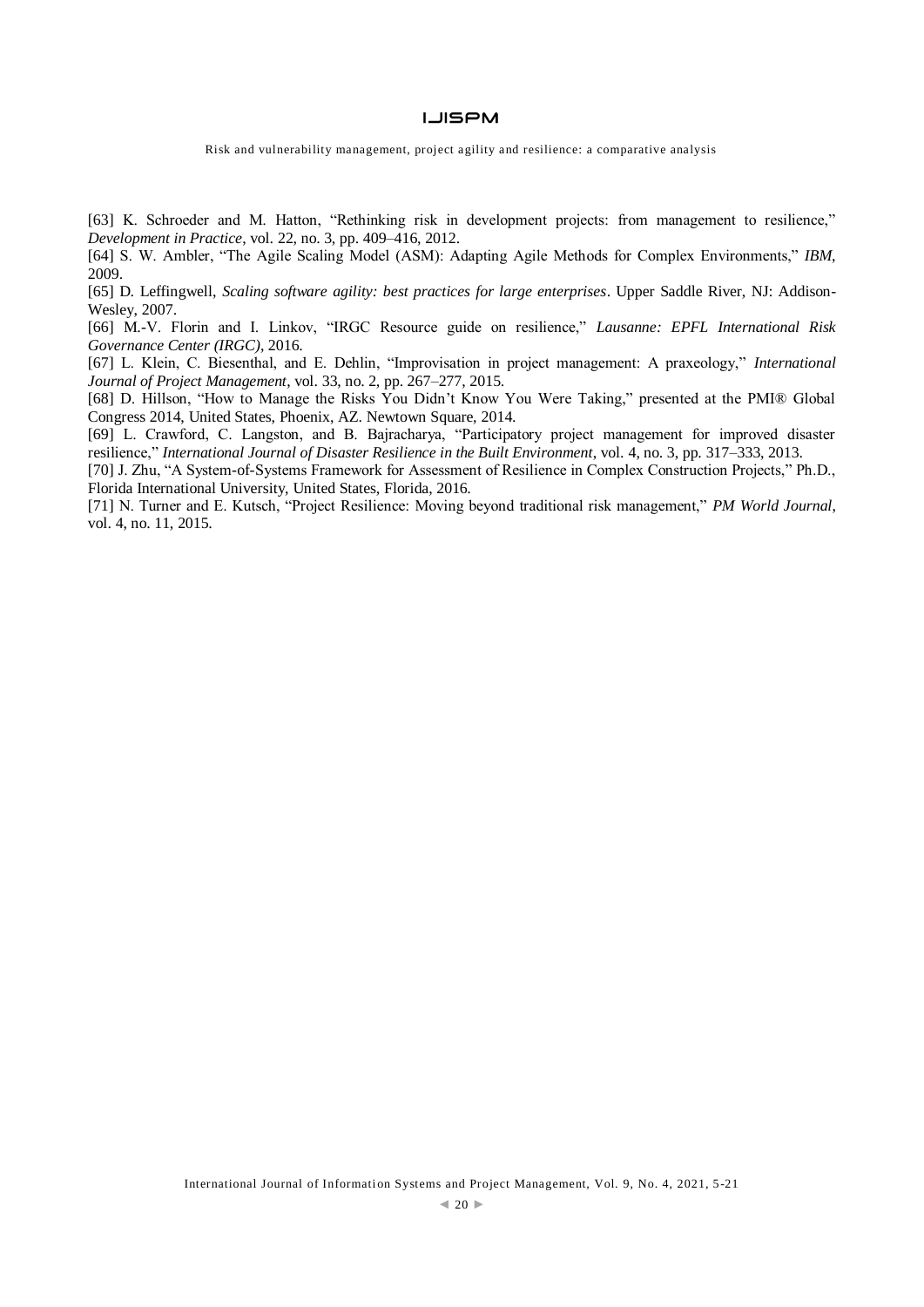[63] K. Schroeder and M. Hatton, "Rethinking risk in development projects: from management to resilience," *Development in Practice*, vol. 22, no. 3, pp. 409–416, 2012.

[64] S. W. Ambler, "The Agile Scaling Model (ASM): Adapting Agile Methods for Complex Environments," *IBM*, 2009.

[65] D. Leffingwell, *Scaling software agility: best practices for large enterprises*. Upper Saddle River, NJ: Addison-Wesley, 2007.

[66] M.-V. Florin and I. Linkov, "IRGC Resource guide on resilience," *Lausanne: EPFL International Risk Governance Center (IRGC)*, 2016.

[67] L. Klein, C. Biesenthal, and E. Dehlin, "Improvisation in project management: A praxeology," *International Journal of Project Management*, vol. 33, no. 2, pp. 267–277, 2015.

[68] D. Hillson, "How to Manage the Risks You Didn't Know You Were Taking," presented at the PMI® Global Congress 2014, United States, Phoenix, AZ. Newtown Square, 2014.

[69] L. Crawford, C. Langston, and B. Bajracharya, "Participatory project management for improved disaster resilience," *International Journal of Disaster Resilience in the Built Environment*, vol. 4, no. 3, pp. 317–333, 2013.

[70] J. Zhu, "A System-of-Systems Framework for Assessment of Resilience in Complex Construction Projects," Ph.D., Florida International University, United States, Florida, 2016.

[71] N. Turner and E. Kutsch, "Project Resilience: Moving beyond traditional risk management," *PM World Journal*, vol. 4, no. 11, 2015.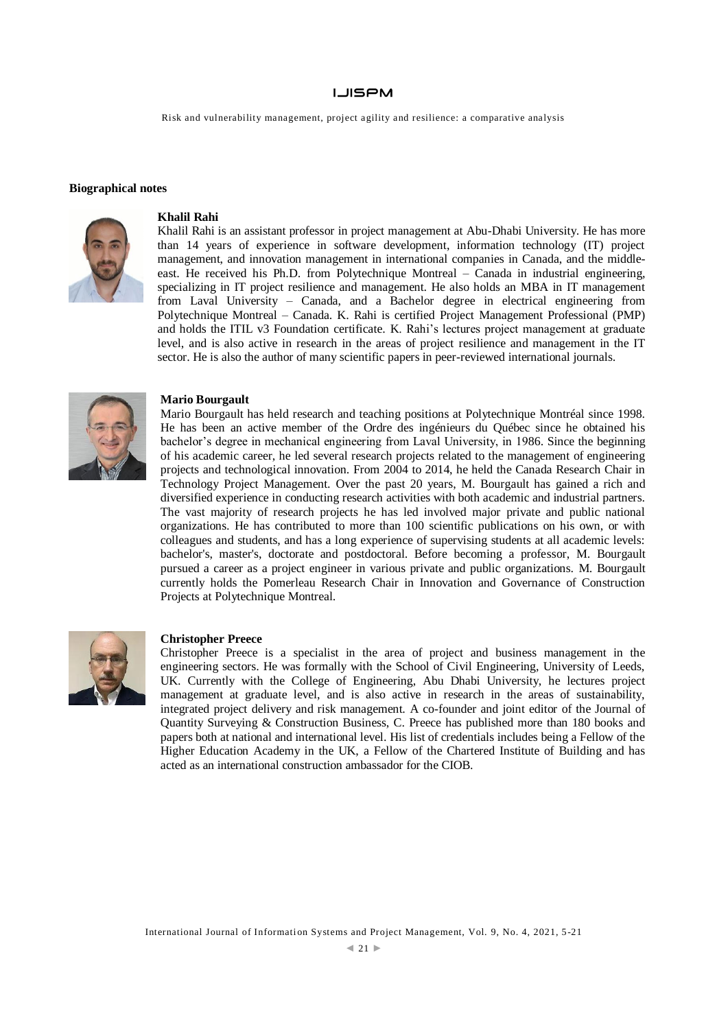## Biographical notes

**Khalil Rahi**

Khalil Rahi is an assistant professor in project management at Abu-Dhabi University. He has more than 14 years of experience in software development, information technology (IT) project management, and innovation management in international companies in Canada, and the middle-east. He received his Ph.D. from Polytechnique Montreal – Canada in industrial engineering, specializing in IT project resilience and management. He also holds an MBA in IT management from Laval University – Canada, and a Bachelor degree in electrical engineering from Polytechnique Montreal – Canada. K. Rahi is certified Project Management Professional (PMP) and holds the ITIL v3 Foundation certificate. K. Rahi's lectures project management at graduate level, and is also active in research in the areas of project resilience and management in the IT sector. He is also the author of many scientific papers in peer-reviewed international journals.

**Mario Bourgault**

Mario Bourgault has held research and teaching positions at Polytechnique Montréal since 1998. He has been an active member of the Ordre des ingénieurs du Québec since he obtained his bachelor's degree in mechanical engineering from Laval University, in 1986. Since the beginning of his academic career, he led several research projects related to the management of engineering projects and technological innovation. From 2004 to 2014, he held the Canada Research Chair in Technology Project Management. Over the past 20 years, M. Bourgault has gained a rich and diversified experience in conducting research activities with both academic and industrial partners. The vast majority of research projects he has led involved major private and public national organizations. He has contributed to more than 100 scientific publications on his own, or with colleagues and students, and has a long experience of supervising students at all academic levels: bachelor's, master's, doctorate and postdoctoral. Before becoming a professor, M. Bourgault pursued a career as a project engineer in various private and public organizations. M. Bourgault currently holds the Pomerleau Research Chair in Innovation and Governance of Construction Projects at Polytechnique Montreal.

**Christopher Preece**

Christopher Preece is a specialist in the area of project and business management in the engineering sectors. He was formally with the School of Civil Engineering, University of Leeds, UK. Currently with the College of Engineering, Abu Dhabi University, he lectures project management at graduate level, and is also active in research in the areas of sustainability, integrated project delivery and risk management. A co-founder and joint editor of the Journal of Quantity Surveying & Construction Business, C. Preece has published more than 180 books and papers both at national and international level. His list of credentials includes being a Fellow of the Higher Education Academy in the UK, a Fellow of the Chartered Institute of Building and has acted as an international construction ambassador for the CIOB.